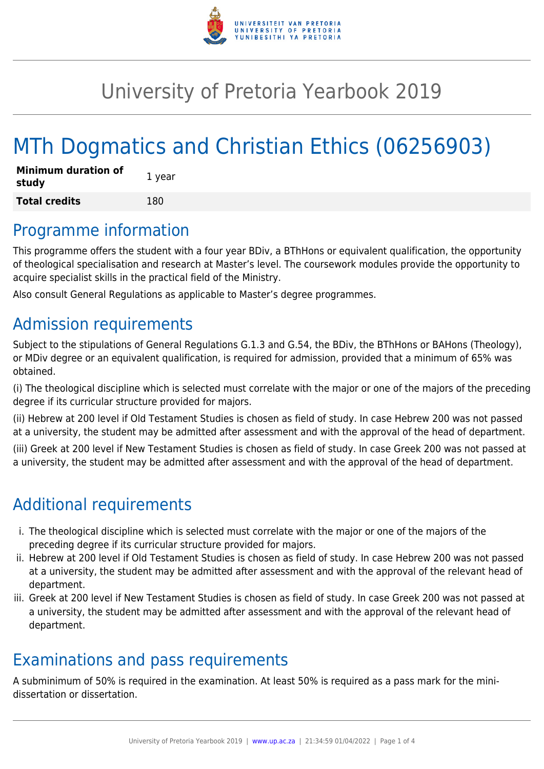# University of Pretoria Yearbook 2019

# MTh Dogmatics and Christian Ethics (06256903)

| | |
|---|---|
| **Minimum duration of study** | 1 year |
| **Total credits** | 180 |

## Programme information

This programme offers the student with a four year BDiv, a BThHons or equivalent qualification, the opportunity of theological specialisation and research at Master's level. The coursework modules provide the opportunity to acquire specialist skills in the practical field of the Ministry.

Also consult General Regulations as applicable to Master's degree programmes.

## Admission requirements

Subject to the stipulations of General Regulations G.1.3 and G.54, the BDiv, the BThHons or BAHons (Theology), or MDiv degree or an equivalent qualification, is required for admission, provided that a minimum of 65% was obtained.

(i) The theological discipline which is selected must correlate with the major or one of the majors of the preceding degree if its curricular structure provided for majors.

(ii) Hebrew at 200 level if Old Testament Studies is chosen as field of study. In case Hebrew 200 was not passed at a university, the student may be admitted after assessment and with the approval of the head of department.

(iii) Greek at 200 level if New Testament Studies is chosen as field of study. In case Greek 200 was not passed at a university, the student may be admitted after assessment and with the approval of the head of department.

## Additional requirements

i. The theological discipline which is selected must correlate with the major or one of the majors of the preceding degree if its curricular structure provided for majors.
ii. Hebrew at 200 level if Old Testament Studies is chosen as field of study. In case Hebrew 200 was not passed at a university, the student may be admitted after assessment and with the approval of the relevant head of department.
iii. Greek at 200 level if New Testament Studies is chosen as field of study. In case Greek 200 was not passed at a university, the student may be admitted after assessment and with the approval of the relevant head of department.

## Examinations and pass requirements

A subminimum of 50% is required in the examination. At least 50% is required as a pass mark for the mini-dissertation or dissertation.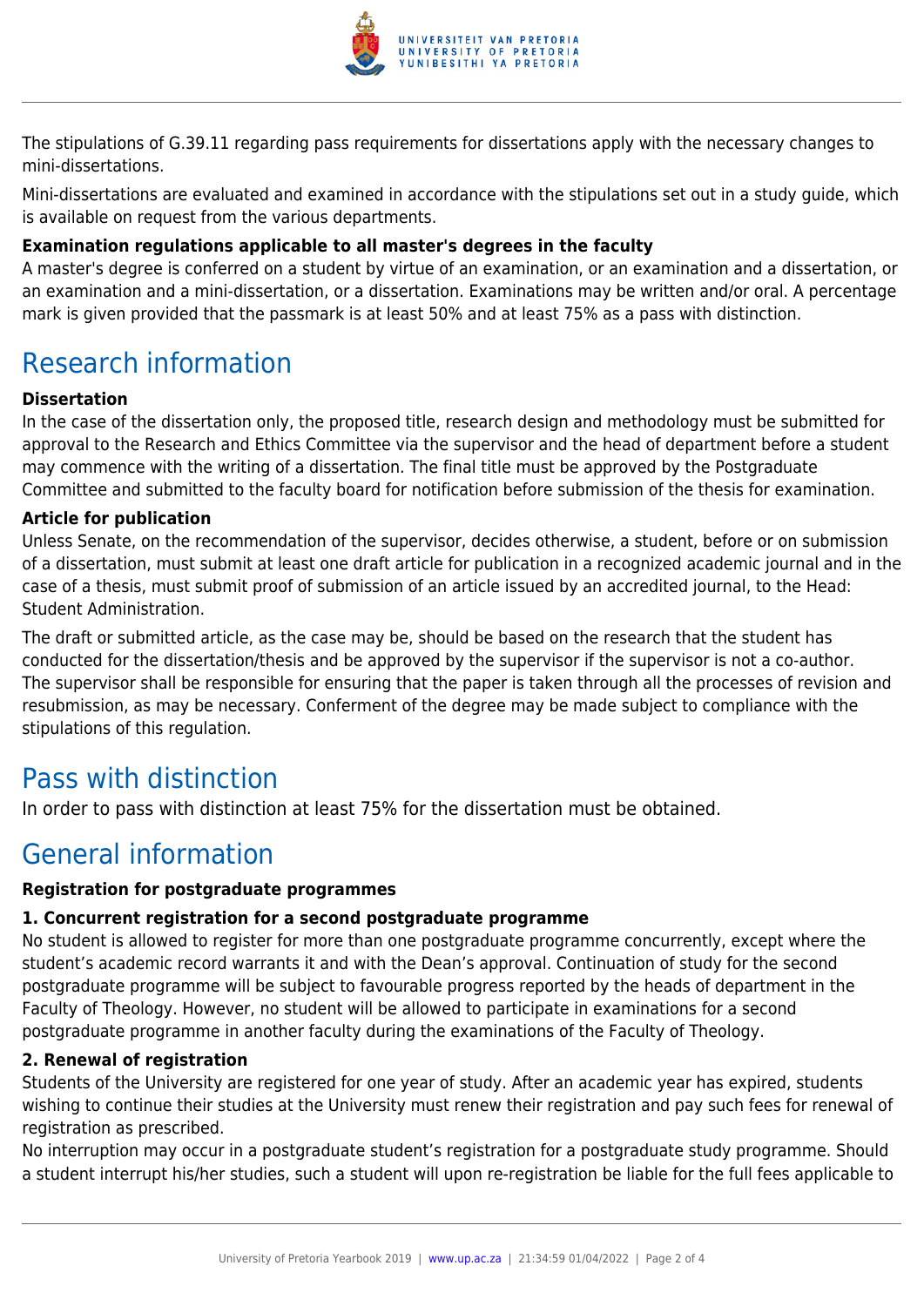The stipulations of G.39.11 regarding pass requirements for dissertations apply with the necessary changes to mini-dissertations.

Mini-dissertations are evaluated and examined in accordance with the stipulations set out in a study guide, which is available on request from the various departments.

**Examination regulations applicable to all master's degrees in the faculty**
A master's degree is conferred on a student by virtue of an examination, or an examination and a dissertation, or an examination and a mini-dissertation, or a dissertation. Examinations may be written and/or oral. A percentage mark is given provided that the passmark is at least 50% and at least 75% as a pass with distinction.

## Research information

**Dissertation**
In the case of the dissertation only, the proposed title, research design and methodology must be submitted for approval to the Research and Ethics Committee via the supervisor and the head of department before a student may commence with the writing of a dissertation. The final title must be approved by the Postgraduate Committee and submitted to the faculty board for notification before submission of the thesis for examination.

**Article for publication**
Unless Senate, on the recommendation of the supervisor, decides otherwise, a student, before or on submission of a dissertation, must submit at least one draft article for publication in a recognized academic journal and in the case of a thesis, must submit proof of submission of an article issued by an accredited journal, to the Head: Student Administration.

The draft or submitted article, as the case may be, should be based on the research that the student has conducted for the dissertation/thesis and be approved by the supervisor if the supervisor is not a co-author. The supervisor shall be responsible for ensuring that the paper is taken through all the processes of revision and resubmission, as may be necessary. Conferment of the degree may be made subject to compliance with the stipulations of this regulation.

## Pass with distinction

In order to pass with distinction at least 75% for the dissertation must be obtained.

## General information

**Registration for postgraduate programmes**

**1. Concurrent registration for a second postgraduate programme**
No student is allowed to register for more than one postgraduate programme concurrently, except where the student's academic record warrants it and with the Dean's approval. Continuation of study for the second postgraduate programme will be subject to favourable progress reported by the heads of department in the Faculty of Theology. However, no student will be allowed to participate in examinations for a second postgraduate programme in another faculty during the examinations of the Faculty of Theology.

**2. Renewal of registration**
Students of the University are registered for one year of study. After an academic year has expired, students wishing to continue their studies at the University must renew their registration and pay such fees for renewal of registration as prescribed.
No interruption may occur in a postgraduate student's registration for a postgraduate study programme. Should a student interrupt his/her studies, such a student will upon re-registration be liable for the full fees applicable to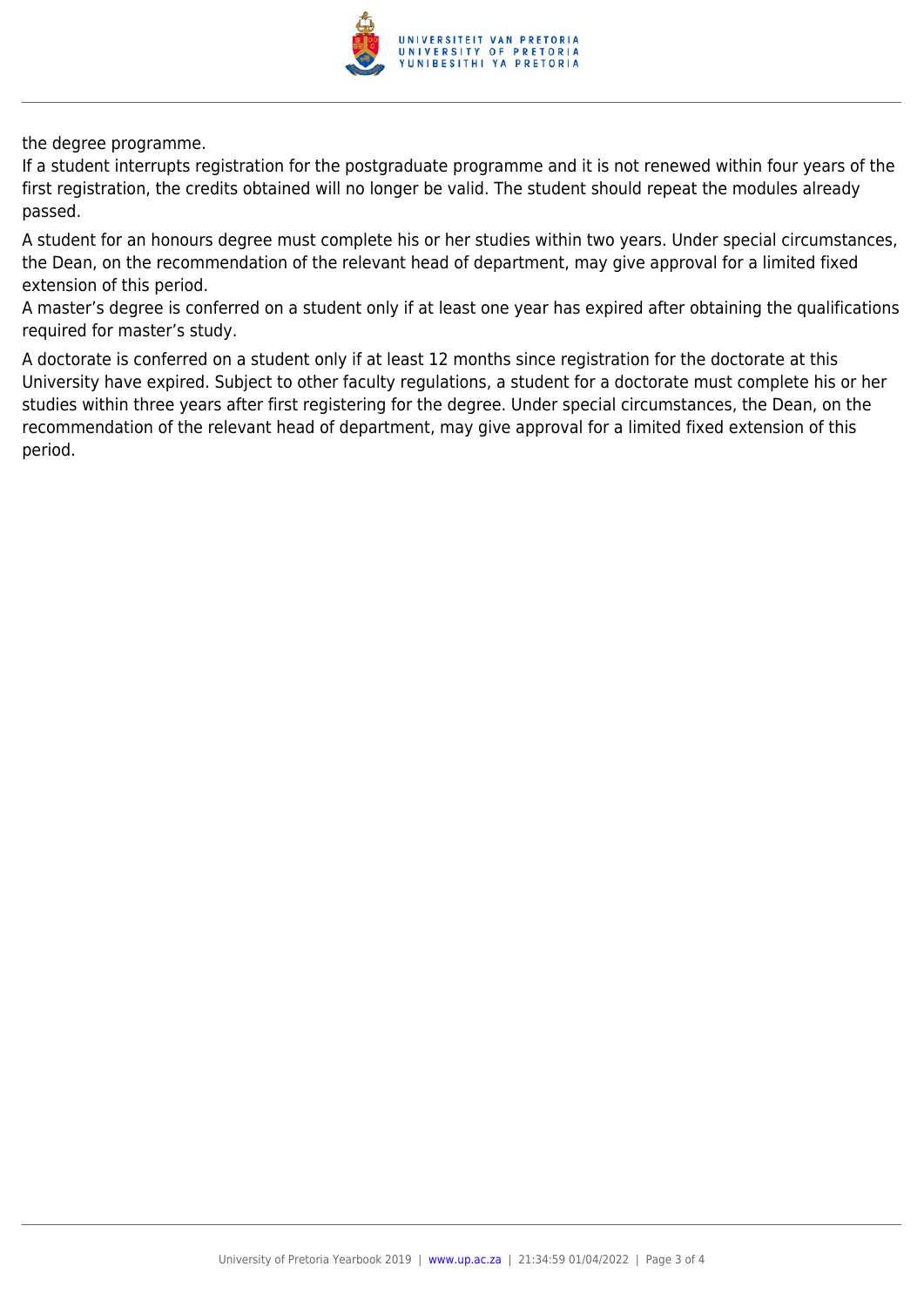the degree programme.

If a student interrupts registration for the postgraduate programme and it is not renewed within four years of the first registration, the credits obtained will no longer be valid. The student should repeat the modules already passed.

A student for an honours degree must complete his or her studies within two years. Under special circumstances, the Dean, on the recommendation of the relevant head of department, may give approval for a limited fixed extension of this period.

A master's degree is conferred on a student only if at least one year has expired after obtaining the qualifications required for master's study.

A doctorate is conferred on a student only if at least 12 months since registration for the doctorate at this University have expired. Subject to other faculty regulations, a student for a doctorate must complete his or her studies within three years after first registering for the degree. Under special circumstances, the Dean, on the recommendation of the relevant head of department, may give approval for a limited fixed extension of this period.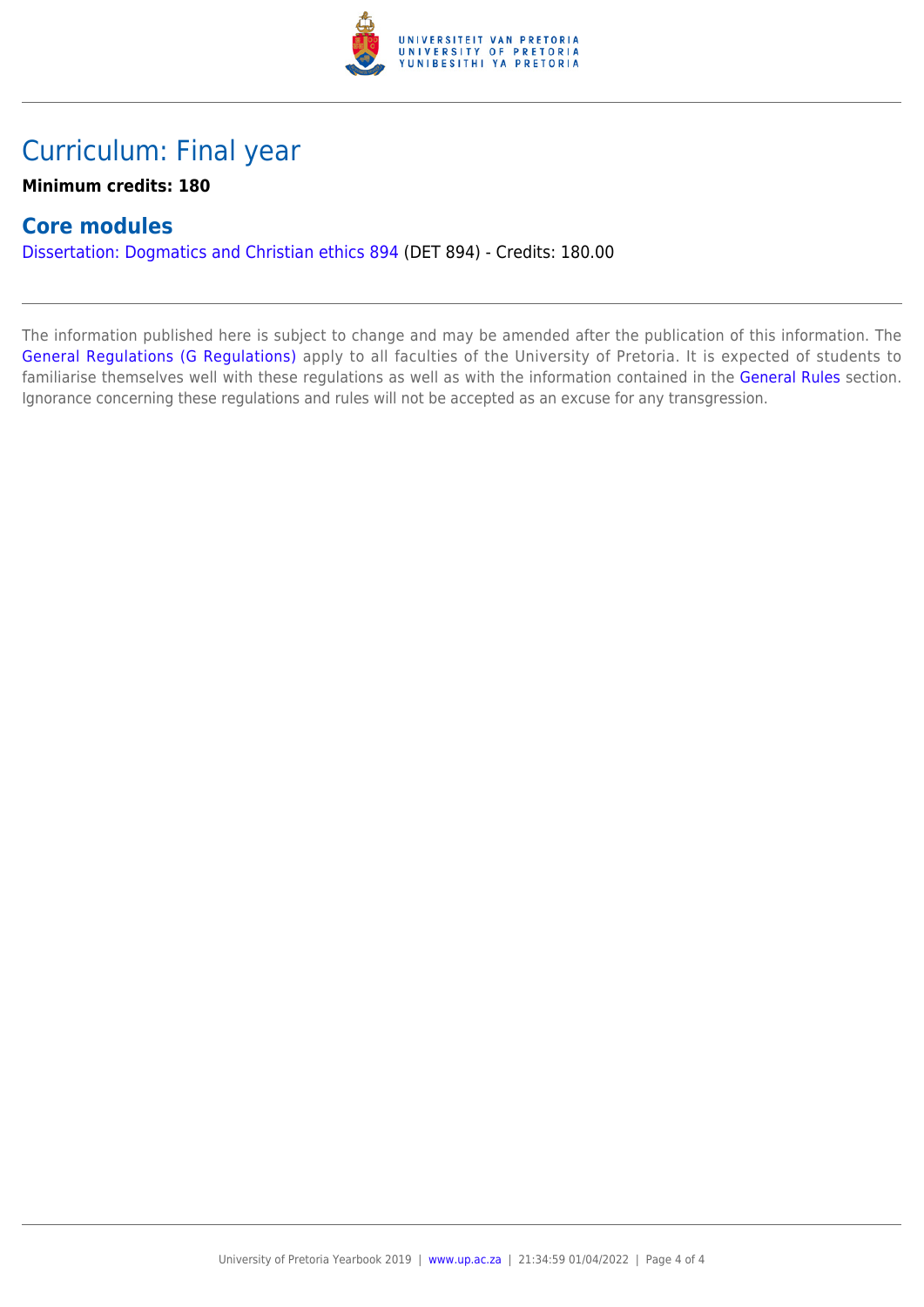## Curriculum: Final year

**Minimum credits: 180**

### Core modules

Dissertation: Dogmatics and Christian ethics 894 (DET 894) - Credits: 180.00

---

The information published here is subject to change and may be amended after the publication of this information. The General Regulations (G Regulations) apply to all faculties of the University of Pretoria. It is expected of students to familiarise themselves well with these regulations as well as with the information contained in the General Rules section. Ignorance concerning these regulations and rules will not be accepted as an excuse for any transgression.